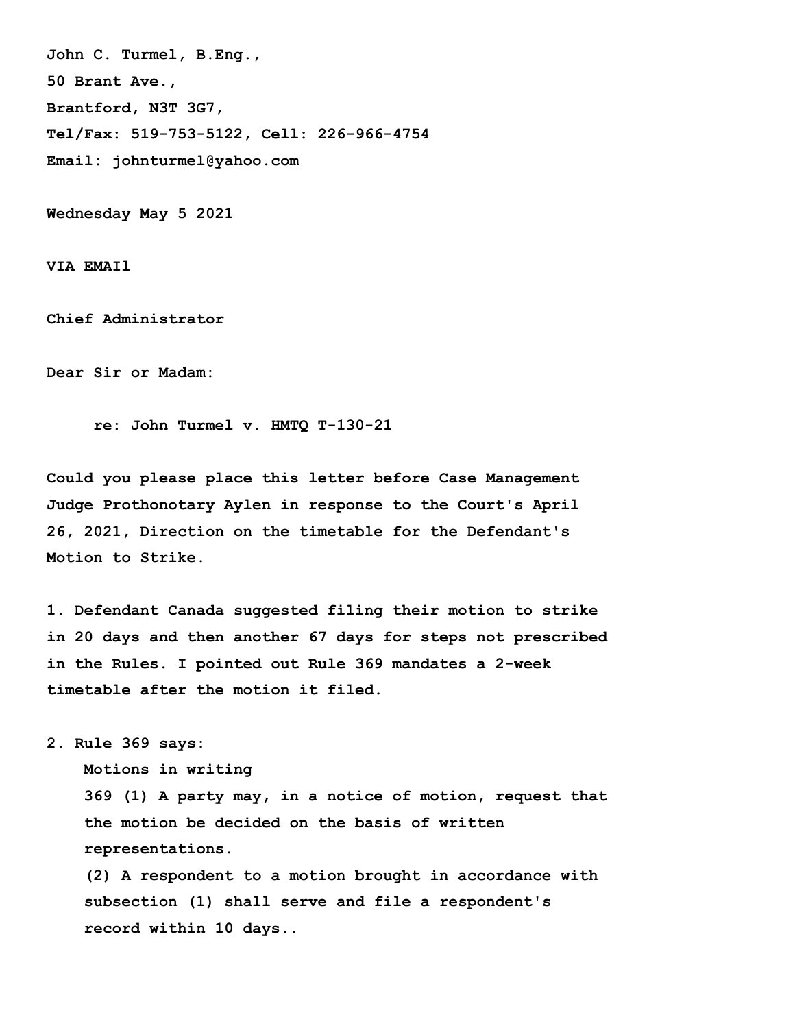**John C. Turmel, B.Eng.,**
**50 Brant Ave.,**
**Brantford, N3T 3G7,**
**Tel/Fax: 519-753-5122, Cell: 226-966-4754**
**Email: johnturmel@yahoo.com**

**Wednesday May 5 2021**

**VIA EMAIl**

**Chief Administrator**

**Dear Sir or Madam:**

**re: John Turmel v. HMTQ T-130-21**

**Could you please place this letter before Case Management Judge Prothonotary Aylen in response to the Court's April 26, 2021, Direction on the timetable for the Defendant's Motion to Strike.**

**1. Defendant Canada suggested filing their motion to strike in 20 days and then another 67 days for steps not prescribed in the Rules. I pointed out Rule 369 mandates a 2-week timetable after the motion it filed.**

**2. Rule 369 says:**

> **Motions in writing**
> **369 (1) A party may, in a notice of motion, request that the motion be decided on the basis of written representations.**
> **(2) A respondent to a motion brought in accordance with subsection (1) shall serve and file a respondent's record within 10 days..**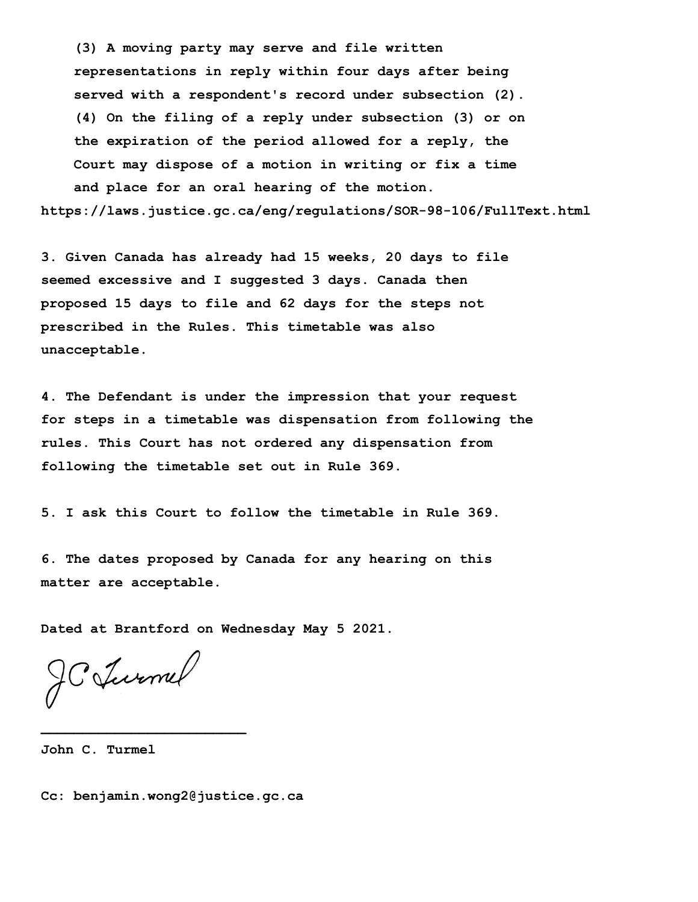(3) A moving party may serve and file written representations in reply within four days after being served with a respondent's record under subsection (2).

(4) On the filing of a reply under subsection (3) or on the expiration of the period allowed for a reply, the Court may dispose of a motion in writing or fix a time and place for an oral hearing of the motion.

https://laws.justice.gc.ca/eng/regulations/SOR-98-106/FullText.html

3. Given Canada has already had 15 weeks, 20 days to file seemed excessive and I suggested 3 days. Canada then proposed 15 days to file and 62 days for the steps not prescribed in the Rules. This timetable was also unacceptable.

4. The Defendant is under the impression that your request for steps in a timetable was dispensation from following the rules. This Court has not ordered any dispensation from following the timetable set out in Rule 369.

5. I ask this Court to follow the timetable in Rule 369.

6. The dates proposed by Canada for any hearing on this matter are acceptable.

Dated at Brantford on Wednesday May 5 2021.

JC Turmel

\_\_\_\_\_\_\_\_\_\_\_\_\_\_\_\_\_\_\_\_\_\_\_\_\_

John C. Turmel

Cc: benjamin.wong2@justice.gc.ca